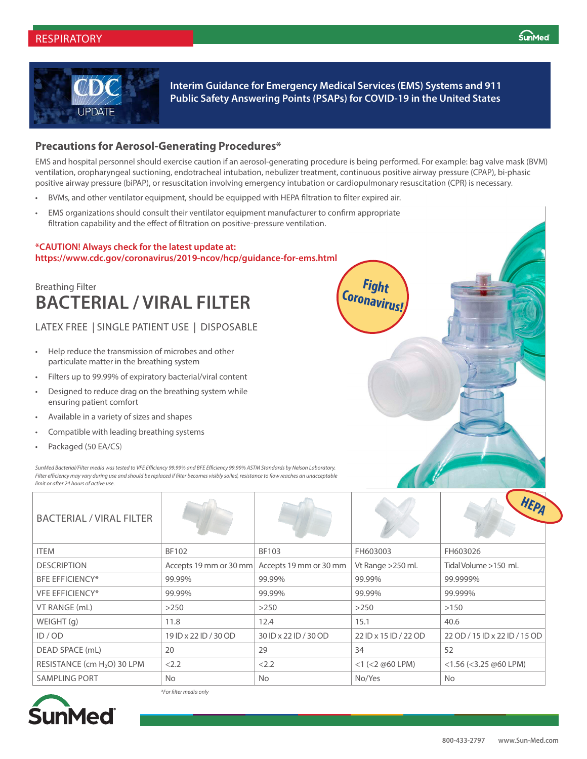RESPIRATORY

CDC UPDATE

## Interim Guidance for Emergency Medical Services (EMS) Systems and 911 Public Safety Answering Points (PSAPs) for COVID-19 in the United States

### Precautions for Aerosol-Generating Procedures*

EMS and hospital personnel should exercise caution if an aerosol-generating procedure is being performed. For example: bag valve mask (BVM) ventilation, oropharyngeal suctioning, endotracheal intubation, nebulizer treatment, continuous positive airway pressure (CPAP), bi-phasic positive airway pressure (biPAP), or resuscitation involving emergency intubation or cardiopulmonary resuscitation (CPR) is necessary.

- BVMs, and other ventilator equipment, should be equipped with HEPA filtration to filter expired air.
- EMS organizations should consult their ventilator equipment manufacturer to confirm appropriate filtration capability and the effect of filtration on positive-pressure ventilation.

**\*CAUTION! Always check for the latest update at:**
**https://www.cdc.gov/coronavirus/2019-ncov/hcp/guidance-for-ems.html**

Fight Coronavirus!

Breathing Filter

# BACTERIAL / VIRAL FILTER

LATEX FREE | SINGLE PATIENT USE | DISPOSABLE

- Help reduce the transmission of microbes and other particulate matter in the breathing system
- Filters up to 99.99% of expiratory bacterial/viral content
- Designed to reduce drag on the breathing system while ensuring patient comfort
- Available in a variety of sizes and shapes
- Compatible with leading breathing systems
- Packaged (50 EA/CS)

*SunMed Bacterial/Filter media was tested to VFE Efficiency 99.99% and BFE Efficiency 99.99% ASTM Standards by Nelson Laboratory. Filter efficiency may vary during use and should be replaced if filter becomes visibly soiled, resistance to flow reaches an unacceptable limit or after 24 hours of use.*

| BACTERIAL / VIRAL FILTER | | | | HEPA |
|---|---|---|---|---|
| ITEM | BF102 | BF103 | FH603003 | FH603026 |
| DESCRIPTION | Accepts 19 mm or 30 mm | Accepts 19 mm or 30 mm | Vt Range >250 mL | Tidal Volume >150 mL |
| BFE EFFICIENCY* | 99.99% | 99.99% | 99.99% | 99.9999% |
| VFE EFFICIENCY* | 99.99% | 99.99% | 99.99% | 99.999% |
| VT RANGE (mL) | >250 | >250 | >250 | >150 |
| WEIGHT (g) | 11.8 | 12.4 | 15.1 | 40.6 |
| ID / OD | 19 ID x 22 ID / 30 OD | 30 ID x 22 ID / 30 OD | 22 ID x 15 ID / 22 OD | 22 OD / 15 ID x 22 ID / 15 OD |
| DEAD SPACE (mL) | 20 | 29 | 34 | 52 |
| RESISTANCE (cm $H_2O$) 30 LPM | <2.2 | <2.2 | <1 (<2 @60 LPM) | <1.56 (<3.25 @60 LPM) |
| SAMPLING PORT | No | No | No/Yes | No |

*\*For filter media only*

SunMed

800-433-2797 www.Sun-Med.com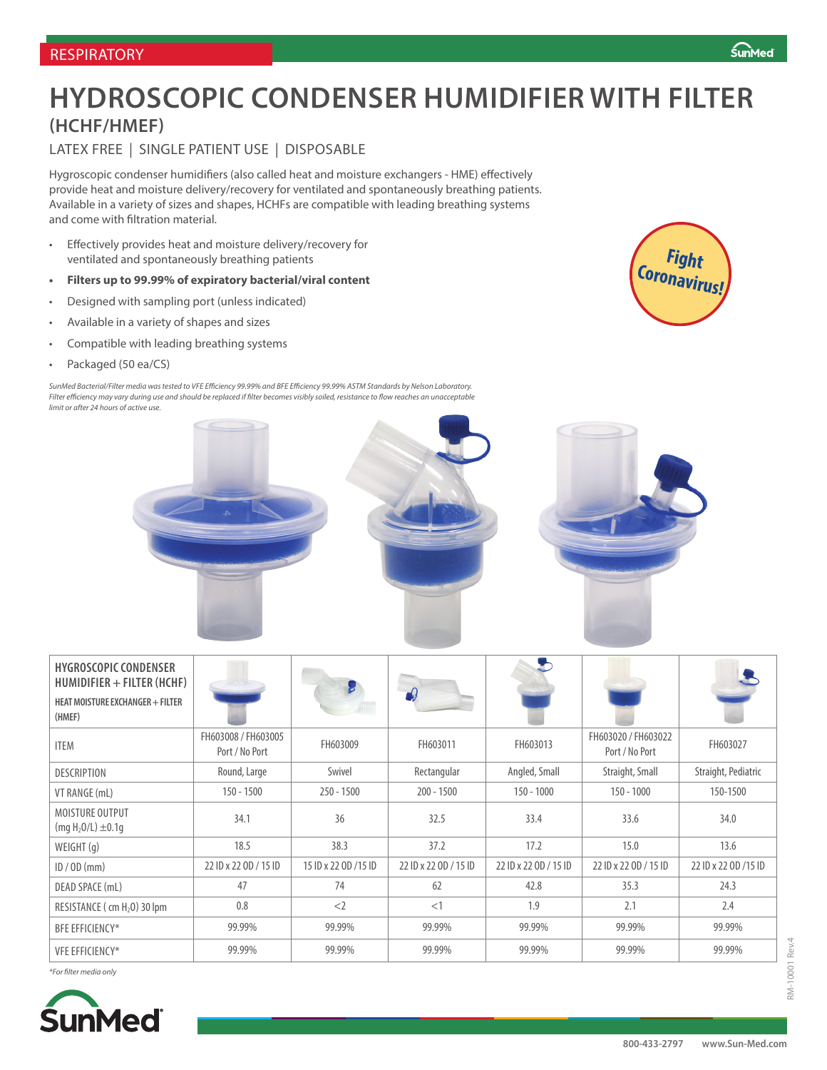RESPIRATORY

# HYDROSCOPIC CONDENSER HUMIDIFIER WITH FILTER

## (HCHF/HMEF)

LATEX FREE | SINGLE PATIENT USE | DISPOSABLE

Hygroscopic condenser humidifiers (also called heat and moisture exchangers - HME) effectively provide heat and moisture delivery/recovery for ventilated and spontaneously breathing patients. Available in a variety of sizes and shapes, HCHFs are compatible with leading breathing systems and come with filtration material.

- Effectively provides heat and moisture delivery/recovery for ventilated and spontaneously breathing patients
- **Filters up to 99.99% of expiratory bacterial/viral content**
- Designed with sampling port (unless indicated)
- Available in a variety of shapes and sizes
- Compatible with leading breathing systems
- Packaged (50 ea/CS)

Fight Coronavirus!

*SunMed Bacterial/Filter media was tested to VFE Efficiency 99.99% and BFE Efficiency 99.99% ASTM Standards by Nelson Laboratory. Filter efficiency may vary during use and should be replaced if filter becomes visibly soiled, resistance to flow reaches an unacceptable limit or after 24 hours of active use.*

| HYGROSCOPIC CONDENSER HUMIDIFIER + FILTER (HCHF) HEAT MOISTURE EXCHANGER + FILTER (HMEF) | | | | | | |
|---|---|---|---|---|---|---|
| ITEM | FH603008 / FH603005 Port / No Port | FH603009 | FH603011 | FH603013 | FH603020 / FH603022 Port / No Port | FH603027 |
| DESCRIPTION | Round, Large | Swivel | Rectangular | Angled, Small | Straight, Small | Straight, Pediatric |
| VT RANGE (mL) | 150 - 1500 | 250 - 1500 | 200 - 1500 | 150 - 1000 | 150 - 1000 | 150-1500 |
| MOISTURE OUTPUT (mg $H_2O$/L) ±0.1g | 34.1 | 36 | 32.5 | 33.4 | 33.6 | 34.0 |
| WEIGHT (g) | 18.5 | 38.3 | 37.2 | 17.2 | 15.0 | 13.6 |
| ID / OD (mm) | 22 ID x 22 OD / 15 ID | 15 ID x 22 OD /15 ID | 22 ID x 22 OD / 15 ID | 22 ID x 22 OD / 15 ID | 22 ID x 22 OD / 15 ID | 22 ID x 22 OD /15 ID |
| DEAD SPACE (mL) | 47 | 74 | 62 | 42.8 | 35.3 | 24.3 |
| RESISTANCE ( cm $H_2O$) 30 lpm | 0.8 | <2 | <1 | 1.9 | 2.1 | 2.4 |
| BFE EFFICIENCY* | 99.99% | 99.99% | 99.99% | 99.99% | 99.99% | 99.99% |
| VFE EFFICIENCY* | 99.99% | 99.99% | 99.99% | 99.99% | 99.99% | 99.99% |

*For filter media only*

RM-10001 Rev.4

SunMed

800-433-2797 www.Sun-Med.com